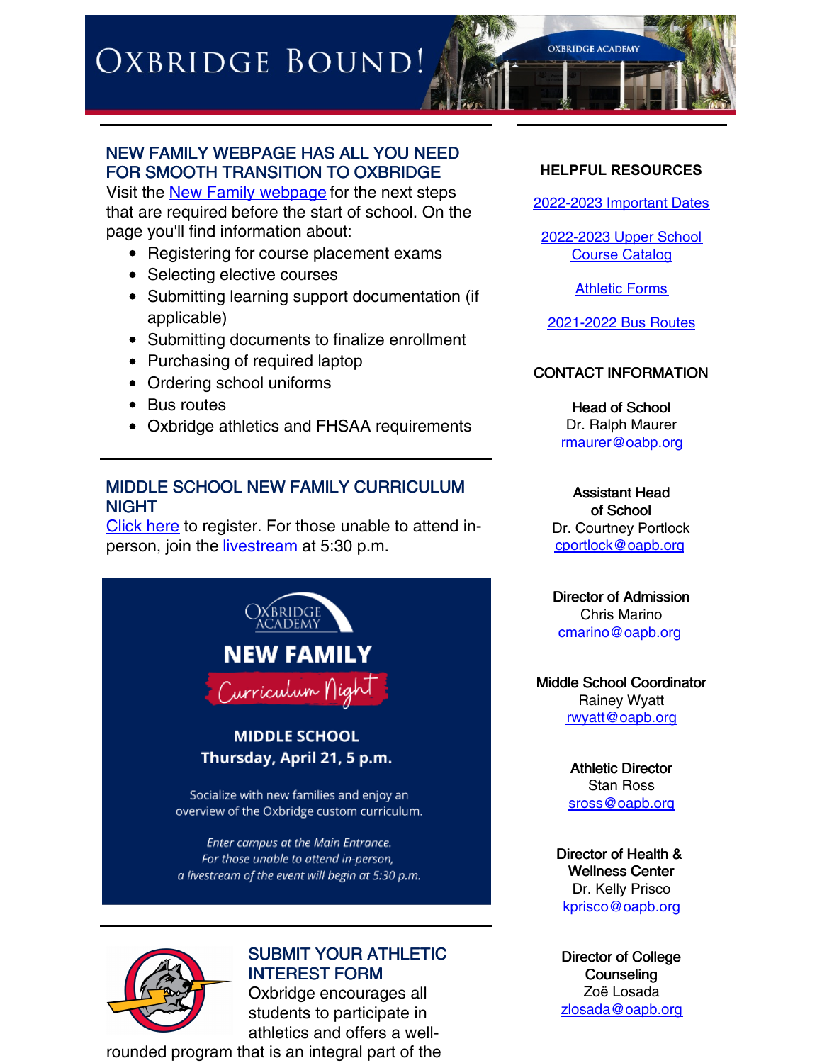# Oxbridge Bound!

## NEW FAMILY WEBPAGE HAS ALL YOU NEED FOR SMOOTH TRANSITION TO OXBRIDGE

Visit the New Family webpage for the next steps that are required before the start of school. On the page you'll find information about:

- Registering for course placement exams
- Selecting elective courses
- Submitting learning support documentation (if applicable)
- Submitting documents to finalize enrollment
- Purchasing of required laptop
- Ordering school uniforms
- Bus routes
- Oxbridge athletics and FHSAA requirements

## MIDDLE SCHOOL NEW FAMILY CURRICULUM NIGHT

Click here to register. For those unable to attend in-person, join the livestream at 5:30 p.m.

Oxbridge Academy

**NEW FAMILY**

*Curriculum Night*

**MIDDLE SCHOOL**

**Thursday, April 21, 5 p.m.**

Socialize with new families and enjoy an overview of the Oxbridge custom curriculum.

*Enter campus at the Main Entrance.*
*For those unable to attend in-person, a livestream of the event will begin at 5:30 p.m.*

## SUBMIT YOUR ATHLETIC INTEREST FORM

Oxbridge encourages all students to participate in athletics and offers a well-rounded program that is an integral part of the

### HELPFUL RESOURCES

2022-2023 Important Dates

2022-2023 Upper School Course Catalog

Athletic Forms

2021-2022 Bus Routes

### CONTACT INFORMATION

**Head of School**
Dr. Ralph Maurer
rmaurer@oabp.org

**Assistant Head of School**
Dr. Courtney Portlock
cportlock@oapb.org

**Director of Admission**
Chris Marino
cmarino@oapb.org

**Middle School Coordinator**
Rainey Wyatt
rwyatt@oapb.org

**Athletic Director**
Stan Ross
sross@oapb.org

**Director of Health & Wellness Center**
Dr. Kelly Prisco
kprisco@oapb.org

**Director of College Counseling**
Zoë Losada
zlosada@oapb.org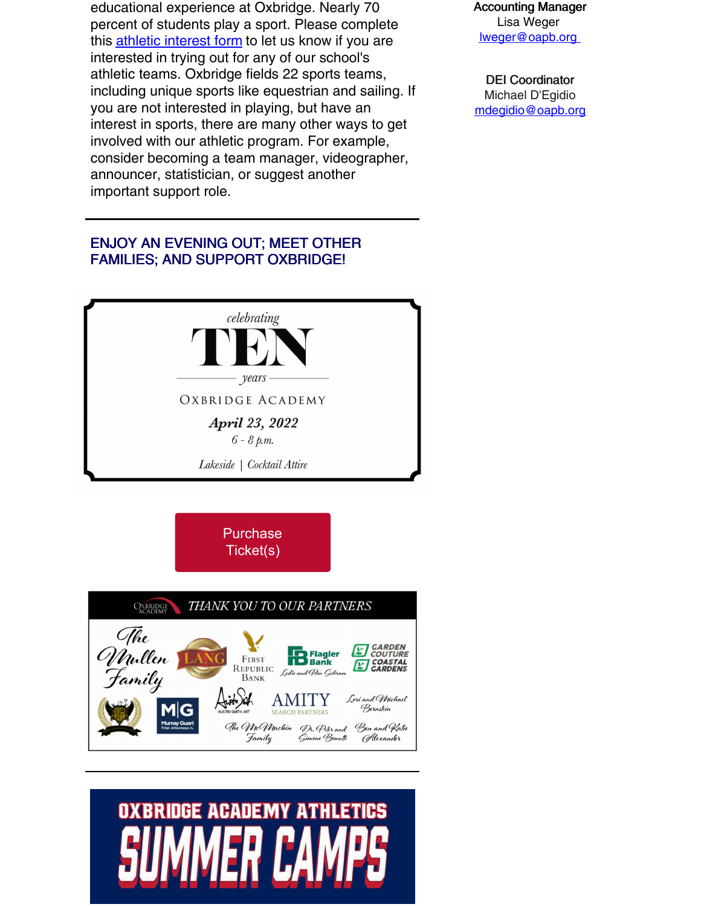educational experience at Oxbridge. Nearly 70 percent of students play a sport. Please complete this athletic interest form to let us know if you are interested in trying out for any of our school's athletic teams. Oxbridge fields 22 sports teams, including unique sports like equestrian and sailing. If you are not interested in playing, but have an interest in sports, there are many other ways to get involved with our athletic program. For example, consider becoming a team manager, videographer, announcer, statistician, or suggest another important support role.

**Accounting Manager**
Lisa Weger
lweger@oapb.org

**DEI Coordinator**
Michael D'Egidio
mdegidio@oapb.org

---

## ENJOY AN EVENING OUT; MEET OTHER FAMILIES; AND SUPPORT OXBRIDGE!

*celebrating*

# TEN

*years*

OXBRIDGE ACADEMY

***April 23, 2022***

*6 - 8 p.m.*

*Lakeside | Cocktail Attire*

Purchase Ticket(s)

*THANK YOU TO OUR PARTNERS*

The Mullen Family · Lang · First Republic Bank · Flagler Bank · Leslie and Ron Gebran · Garden Couture Coastal Gardens · Murray Guari Trial Attorneys · Austin Smith Art · Amity Search Partners · Lori and Michael Bernstein · The McMackin Family · Dr. Peter and Simone Benotti · Ben and Katie Alexander

---

# OXBRIDGE ACADEMY ATHLETICS SUMMER CAMPS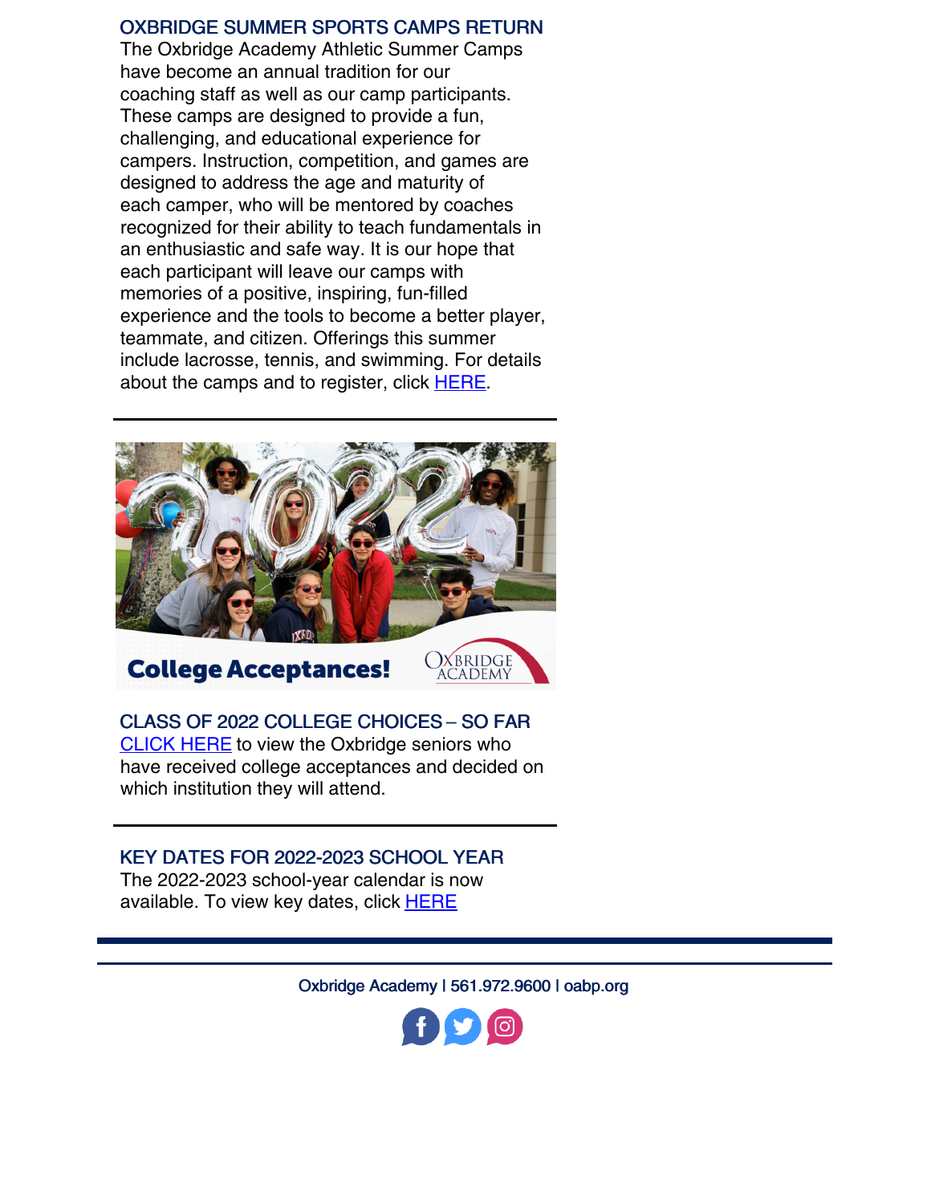## OXBRIDGE SUMMER SPORTS CAMPS RETURN

The Oxbridge Academy Athletic Summer Camps have become an annual tradition for our coaching staff as well as our camp participants. These camps are designed to provide a fun, challenging, and educational experience for campers. Instruction, competition, and games are designed to address the age and maturity of each camper, who will be mentored by coaches recognized for their ability to teach fundamentals in an enthusiastic and safe way. It is our hope that each participant will leave our camps with memories of a positive, inspiring, fun-filled experience and the tools to become a better player, teammate, and citizen. Offerings this summer include lacrosse, tennis, and swimming. For details about the camps and to register, click HERE.

---

College Acceptances!

Oxbridge Academy

## CLASS OF 2022 COLLEGE CHOICES – SO FAR

CLICK HERE to view the Oxbridge seniors who have received college acceptances and decided on which institution they will attend.

---

## KEY DATES FOR 2022-2023 SCHOOL YEAR

The 2022-2023 school-year calendar is now available. To view key dates, click HERE

---

Oxbridge Academy | 561.972.9600 | oabp.org